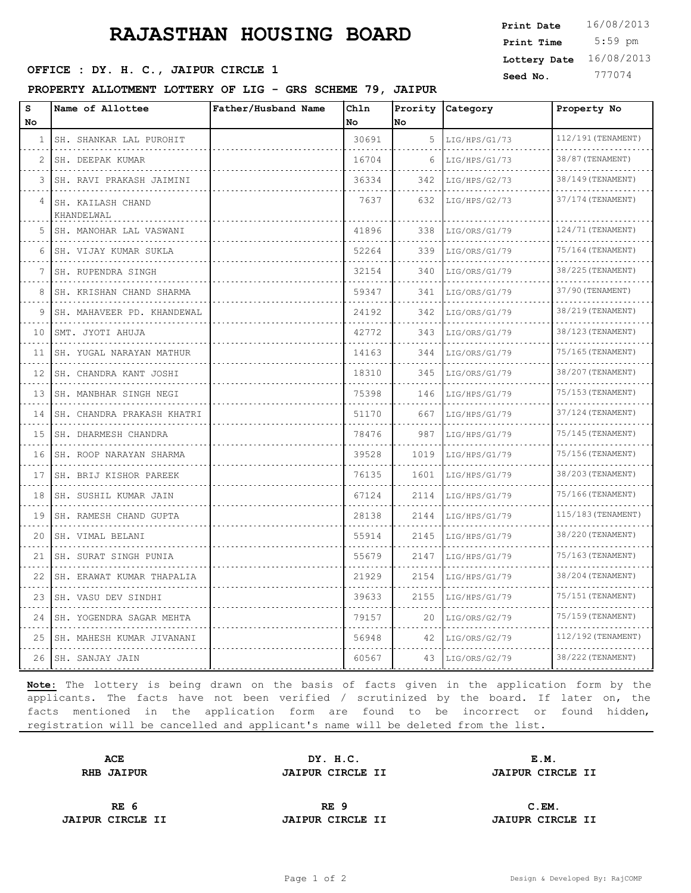# RAJASTHAN HOUSING BOARD

**Print Date** 16/08/2013
**Print Time** 5:59 pm
**Lottery Date** 16/08/2013
**Seed No.** 777074

**OFFICE : DY. H. C., JAIPUR CIRCLE 1**

**PROPERTY ALLOTMENT LOTTERY OF LIG - GRS SCHEME 79, JAIPUR**

| S No | Name of Allottee | Father/Husband Name | Chln No | Prority No | Category | Property No |
|---|---|---|---|---|---|---|
| 1 | SH. SHANKAR LAL PUROHIT | | 30691 | 5 | LIG/HPS/G1/73 | 112/191(TENAMENT) |
| 2 | SH. DEEPAK KUMAR | | 16704 | 6 | LIG/HPS/G1/73 | 38/87(TENAMENT) |
| 3 | SH. RAVI PRAKASH JAIMINI | | 36334 | 342 | LIG/HPS/G2/73 | 38/149(TENAMENT) |
| 4 | SH. KAILASH CHAND KHANDELWAL | | 7637 | 632 | LIG/HPS/G2/73 | 37/174(TENAMENT) |
| 5 | SH. MANOHAR LAL VASWANI | | 41896 | 338 | LIG/ORS/G1/79 | 124/71(TENAMENT) |
| 6 | SH. VIJAY KUMAR SUKLA | | 52264 | 339 | LIG/ORS/G1/79 | 75/164(TENAMENT) |
| 7 | SH. RUPENDRA SINGH | | 32154 | 340 | LIG/ORS/G1/79 | 38/225(TENAMENT) |
| 8 | SH. KRISHAN CHAND SHARMA | | 59347 | 341 | LIG/ORS/G1/79 | 37/90(TENAMENT) |
| 9 | SH. MAHAVEER PD. KHANDEWAL | | 24192 | 342 | LIG/ORS/G1/79 | 38/219(TENAMENT) |
| 10 | SMT. JYOTI AHUJA | | 42772 | 343 | LIG/ORS/G1/79 | 38/123(TENAMENT) |
| 11 | SH. YUGAL NARAYAN MATHUR | | 14163 | 344 | LIG/ORS/G1/79 | 75/165(TENAMENT) |
| 12 | SH. CHANDRA KANT JOSHI | | 18310 | 345 | LIG/ORS/G1/79 | 38/207(TENAMENT) |
| 13 | SH. MANBHAR SINGH NEGI | | 75398 | 146 | LIG/HPS/G1/79 | 75/153(TENAMENT) |
| 14 | SH. CHANDRA PRAKASH KHATRI | | 51170 | 667 | LIG/HPS/G1/79 | 37/124(TENAMENT) |
| 15 | SH. DHARMESH CHANDRA | | 78476 | 987 | LIG/HPS/G1/79 | 75/145(TENAMENT) |
| 16 | SH. ROOP NARAYAN SHARMA | | 39528 | 1019 | LIG/HPS/G1/79 | 75/156(TENAMENT) |
| 17 | SH. BRIJ KISHOR PAREEK | | 76135 | 1601 | LIG/HPS/G1/79 | 38/203(TENAMENT) |
| 18 | SH. SUSHIL KUMAR JAIN | | 67124 | 2114 | LIG/HPS/G1/79 | 75/166(TENAMENT) |
| 19 | SH. RAMESH CHAND GUPTA | | 28138 | 2144 | LIG/HPS/G1/79 | 115/183(TENAMENT) |
| 20 | SH. VIMAL BELANI | | 55914 | 2145 | LIG/HPS/G1/79 | 38/220(TENAMENT) |
| 21 | SH. SURAT SINGH PUNIA | | 55679 | 2147 | LIG/HPS/G1/79 | 75/163(TENAMENT) |
| 22 | SH. ERAWAT KUMAR THAPALIA | | 21929 | 2154 | LIG/HPS/G1/79 | 38/204(TENAMENT) |
| 23 | SH. VASU DEV SINDHI | | 39633 | 2155 | LIG/HPS/G1/79 | 75/151(TENAMENT) |
| 24 | SH. YOGENDRA SAGAR MEHTA | | 79157 | 20 | LIG/ORS/G2/79 | 75/159(TENAMENT) |
| 25 | SH. MAHESH KUMAR JIVANANI | | 56948 | 42 | LIG/ORS/G2/79 | 112/192(TENAMENT) |
| 26 | SH. SANJAY JAIN | | 60567 | 43 | LIG/ORS/G2/79 | 38/222(TENAMENT) |

**Note:** The lottery is being drawn on the basis of facts given in the application form by the applicants. The facts have not been verified / scrutinized by the board. If later on, the facts mentioned in the application form are found to be incorrect or found hidden, registration will be cancelled and applicant's name will be deleted from the list.

| | | |
|---|---|---|
| **ACE**<br>**RHB JAIPUR** | **DY. H.C.**<br>**JAIPUR CIRCLE II** | **E.M.**<br>**JAIPUR CIRCLE II** |
| **RE 6**<br>**JAIPUR CIRCLE II** | **RE 9**<br>**JAIPUR CIRCLE II** | **C.EM.**<br>**JAIUPR CIRCLE II** |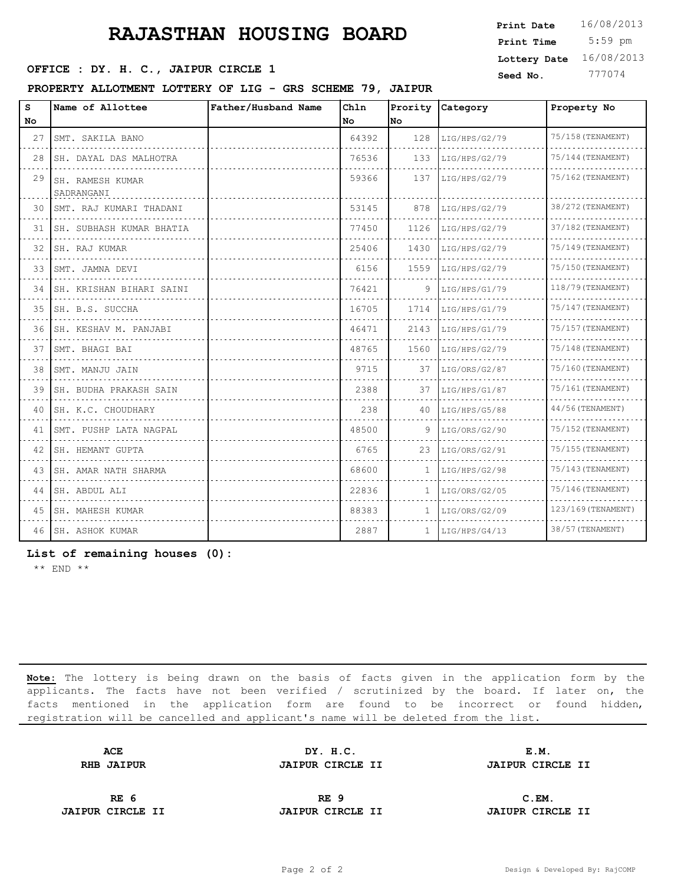# RAJASTHAN HOUSING BOARD

**Print Date** 16/08/2013
**Print Time** 5:59 pm
**Lottery Date** 16/08/2013
**Seed No.** 777074

**OFFICE : DY. H. C., JAIPUR CIRCLE 1**

**PROPERTY ALLOTMENT LOTTERY OF LIG - GRS SCHEME 79, JAIPUR**

| S No | Name of Allottee | Father/Husband Name | Chln No | Prority No | Category | Property No |
|---|---|---|---|---|---|---|
| 27 | SMT. SAKILA BANO | | 64392 | 128 | LIG/HPS/G2/79 | 75/158(TENAMENT) |
| 28 | SH. DAYAL DAS MALHOTRA | | 76536 | 133 | LIG/HPS/G2/79 | 75/144(TENAMENT) |
| 29 | SH. RAMESH KUMAR SADRANGANI | | 59366 | 137 | LIG/HPS/G2/79 | 75/162(TENAMENT) |
| 30 | SMT. RAJ KUMARI THADANI | | 53145 | 878 | LIG/HPS/G2/79 | 38/272(TENAMENT) |
| 31 | SH. SUBHASH KUMAR BHATIA | | 77450 | 1126 | LIG/HPS/G2/79 | 37/182(TENAMENT) |
| 32 | SH. RAJ KUMAR | | 25406 | 1430 | LIG/HPS/G2/79 | 75/149(TENAMENT) |
| 33 | SMT. JAMNA DEVI | | 6156 | 1559 | LIG/HPS/G2/79 | 75/150(TENAMENT) |
| 34 | SH. KRISHAN BIHARI SAINI | | 76421 | 9 | LIG/HPS/G1/79 | 118/79(TENAMENT) |
| 35 | SH. B.S. SUCCHA | | 16705 | 1714 | LIG/HPS/G1/79 | 75/147(TENAMENT) |
| 36 | SH. KESHAV M. PANJABI | | 46471 | 2143 | LIG/HPS/G1/79 | 75/157(TENAMENT) |
| 37 | SMT. BHAGI BAI | | 48765 | 1560 | LIG/HPS/G2/79 | 75/148(TENAMENT) |
| 38 | SMT. MANJU JAIN | | 9715 | 37 | LIG/ORS/G2/87 | 75/160(TENAMENT) |
| 39 | SH. BUDHA PRAKASH SAIN | | 2388 | 37 | LIG/HPS/G1/87 | 75/161(TENAMENT) |
| 40 | SH. K.C. CHOUDHARY | | 238 | 40 | LIG/HPS/G5/88 | 44/56(TENAMENT) |
| 41 | SMT. PUSHP LATA NAGPAL | | 48500 | 9 | LIG/ORS/G2/90 | 75/152(TENAMENT) |
| 42 | SH. HEMANT GUPTA | | 6765 | 23 | LIG/ORS/G2/91 | 75/155(TENAMENT) |
| 43 | SH. AMAR NATH SHARMA | | 68600 | 1 | LIG/HPS/G2/98 | 75/143(TENAMENT) |
| 44 | SH. ABDUL ALI | | 22836 | 1 | LIG/ORS/G2/05 | 75/146(TENAMENT) |
| 45 | SH. MAHESH KUMAR | | 88383 | 1 | LIG/ORS/G2/09 | 123/169(TENAMENT) |
| 46 | SH. ASHOK KUMAR | | 2887 | 1 | LIG/HPS/G4/13 | 38/57(TENAMENT) |

**List of remaining houses (0):**

** END **

**Note:** The lottery is being drawn on the basis of facts given in the application form by the applicants. The facts have not been verified / scrutinized by the board. If later on, the facts mentioned in the application form are found to be incorrect or found hidden, registration will be cancelled and applicant's name will be deleted from the list.

| | | |
|---|---|---|
| **ACE**<br>**RHB JAIPUR** | **DY. H.C.**<br>**JAIPUR CIRCLE II** | **E.M.**<br>**JAIPUR CIRCLE II** |
| **RE 6**<br>**JAIPUR CIRCLE II** | **RE 9**<br>**JAIPUR CIRCLE II** | **C.EM.**<br>**JAIUPR CIRCLE II** |

Design & Developed By: RajCOMP